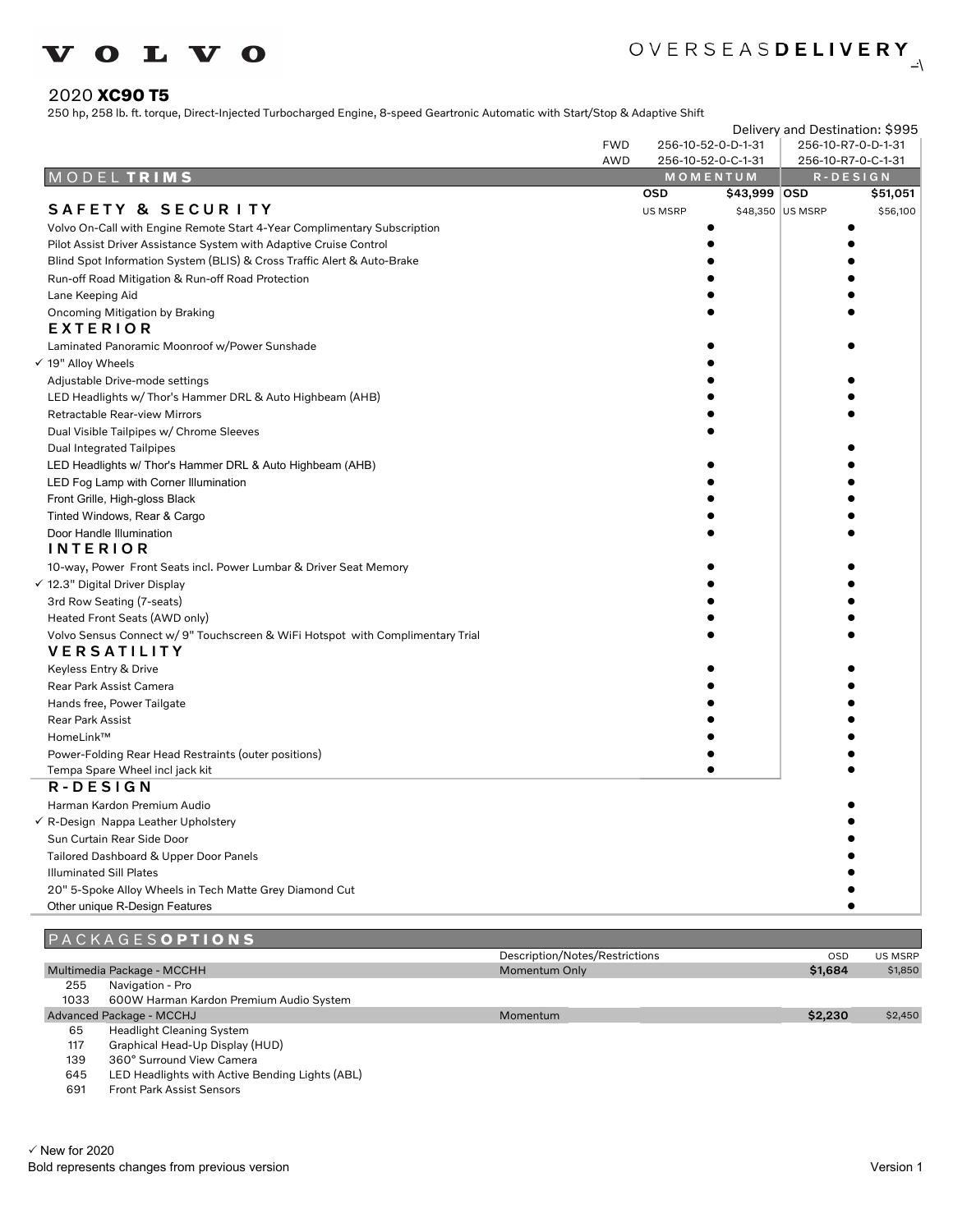# VOLVO

OVERSEAS**DELIVERY**

## 2020 **XC90 T5**

250 hp, 258 lb. ft. torque, Direct-Injected Turbocharged Engine, 8-speed Geartronic Automatic with Start/Stop & Adaptive Shift

Delivery and Destination: $995

| | | MOMENTUM | | R-DESIGN | |
|---|---|---|---|---|---|
| | FWD | 256-10-52-0-D-1-31 | | 256-10-R7-0-D-1-31 | |
| | AWD | 256-10-52-0-C-1-31 | | 256-10-R7-0-C-1-31 | |
| **MODEL TRIMS** | | **OSD** | **$43,999** | **OSD** | **$51,051** |
| **SAFETY & SECURITY** | | US MSRP | $48,350 | US MSRP | $56,100 |
| Volvo On-Call with Engine Remote Start 4-Year Complimentary Subscription | | ● | | ● | |
| Pilot Assist Driver Assistance System with Adaptive Cruise Control | | ● | | ● | |
| Blind Spot Information System (BLIS) & Cross Traffic Alert & Auto-Brake | | ● | | ● | |
| Run-off Road Mitigation & Run-off Road Protection | | ● | | ● | |
| Lane Keeping Aid | | ● | | ● | |
| Oncoming Mitigation by Braking | | ● | | ● | |
| **EXTERIOR** | | | | | |
| Laminated Panoramic Moonroof w/Power Sunshade | | ● | | ● | |
| ✓ 19" Alloy Wheels | | ● | | | |
| Adjustable Drive-mode settings | | ● | | ● | |
| LED Headlights w/ Thor's Hammer DRL & Auto Highbeam (AHB) | | ● | | ● | |
| Retractable Rear-view Mirrors | | ● | | ● | |
| Dual Visible Tailpipes w/ Chrome Sleeves | | ● | | | |
| Dual Integrated Tailpipes | | | | ● | |
| LED Headlights w/ Thor's Hammer DRL & Auto Highbeam (AHB) | | ● | | ● | |
| LED Fog Lamp with Corner Illumination | | ● | | ● | |
| Front Grille, High-gloss Black | | ● | | ● | |
| Tinted Windows, Rear & Cargo | | ● | | ● | |
| Door Handle Illumination | | ● | | ● | |
| **INTERIOR** | | | | | |
| 10-way, Power Front Seats incl. Power Lumbar & Driver Seat Memory | | ● | | ● | |
| ✓ 12.3" Digital Driver Display | | ● | | ● | |
| 3rd Row Seating (7-seats) | | ● | | ● | |
| Heated Front Seats (AWD only) | | ● | | ● | |
| Volvo Sensus Connect w/ 9" Touchscreen & WiFi Hotspot with Complimentary Trial | | ● | | ● | |
| **VERSATILITY** | | | | | |
| Keyless Entry & Drive | | ● | | ● | |
| Rear Park Assist Camera | | ● | | ● | |
| Hands free, Power Tailgate | | ● | | ● | |
| Rear Park Assist | | ● | | ● | |
| HomeLink™ | | ● | | ● | |
| Power-Folding Rear Head Restraints (outer positions) | | ● | | ● | |
| Tempa Spare Wheel incl jack kit | | ● | | ● | |
| **R-DESIGN** | | | | | |
| Harman Kardon Premium Audio | | | | ● | |
| ✓ R-Design Nappa Leather Upholstery | | | | ● | |
| Sun Curtain Rear Side Door | | | | ● | |
| Tailored Dashboard & Upper Door Panels | | | | ● | |
| Illuminated Sill Plates | | | | ● | |
| 20" 5-Spoke Alloy Wheels in Tech Matte Grey Diamond Cut | | | | ● | |
| Other unique R-Design Features | | | | ● | |

## PACKAGES OPTIONS

| | | Description/Notes/Restrictions | OSD | US MSRP |
|---|---|---|---|---|
| **Multimedia Package - MCCHH** | | Momentum Only | **$1,684** | $1,850 |
| 255 | Navigation - Pro | | | |
| 1033 | 600W Harman Kardon Premium Audio System | | | |
| **Advanced Package - MCCHJ** | | Momentum | **$2,230** | $2,450 |
| 65 | Headlight Cleaning System | | | |
| 117 | Graphical Head-Up Display (HUD) | | | |
| 139 | 360° Surround View Camera | | | |
| 645 | LED Headlights with Active Bending Lights (ABL) | | | |
| 691 | Front Park Assist Sensors | | | |

✓ New for 2020

Bold represents changes from previous version

Version 1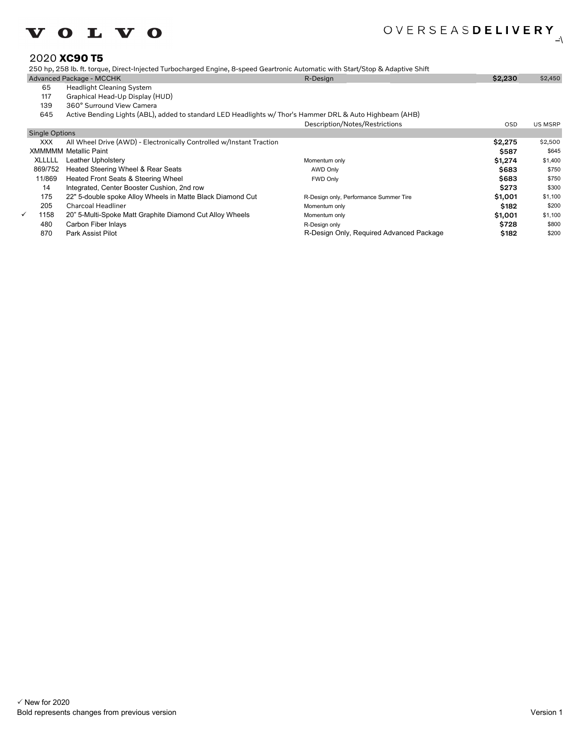VOLVO

OVERSEAS**DELIVERY**

## 2020 **XC90 T5**

250 hp, 258 lb. ft. torque, Direct-Injected Turbocharged Engine, 8-speed Geartronic Automatic with Start/Stop & Adaptive Shift

| | Code | Description | Description/Notes/Restrictions | OSD | US MSRP |
|---|---|---|---|---|---|
| | Advanced Package - MCCHK | | R-Design | **$2,230** | $2,450 |
| | 65 | Headlight Cleaning System | | | |
| | 117 | Graphical Head-Up Display (HUD) | | | |
| | 139 | 360° Surround View Camera | | | |
| | 645 | Active Bending Lights (ABL), added to standard LED Headlights w/ Thor's Hammer DRL & Auto Highbeam (AHB) | | | |
| | Single Options | | | | |
| | XXX | All Wheel Drive (AWD) - Electronically Controlled w/Instant Traction | | **$2,275** | $2,500 |
| | XMMMMM | Metallic Paint | | **$587** | $645 |
| | XLLLLL | Leather Upholstery | Momentum only | **$1,274** | $1,400 |
| | 869/752 | Heated Steering Wheel & Rear Seats | AWD Only | **$683** | $750 |
| | 11/869 | Heated Front Seats & Steering Wheel | FWD Only | **$683** | $750 |
| | 14 | Integrated, Center Booster Cushion, 2nd row | | **$273** | $300 |
| | 175 | 22" 5-double spoke Alloy Wheels in Matte Black Diamond Cut | R-Design only, Performance Summer Tire | **$1,001** | $1,100 |
| | 205 | Charcoal Headliner | Momentum only | **$182** | $200 |
| ✓ | 1158 | 20" 5-Multi-Spoke Matt Graphite Diamond Cut Alloy Wheels | Momentum only | **$1,001** | $1,100 |
| | 480 | Carbon Fiber Inlays | R-Design only | **$728** | $800 |
| | 870 | Park Assist Pilot | R-Design Only, Required Advanced Package | **$182** | $200 |

✓ New for 2020

Bold represents changes from previous version

Version 1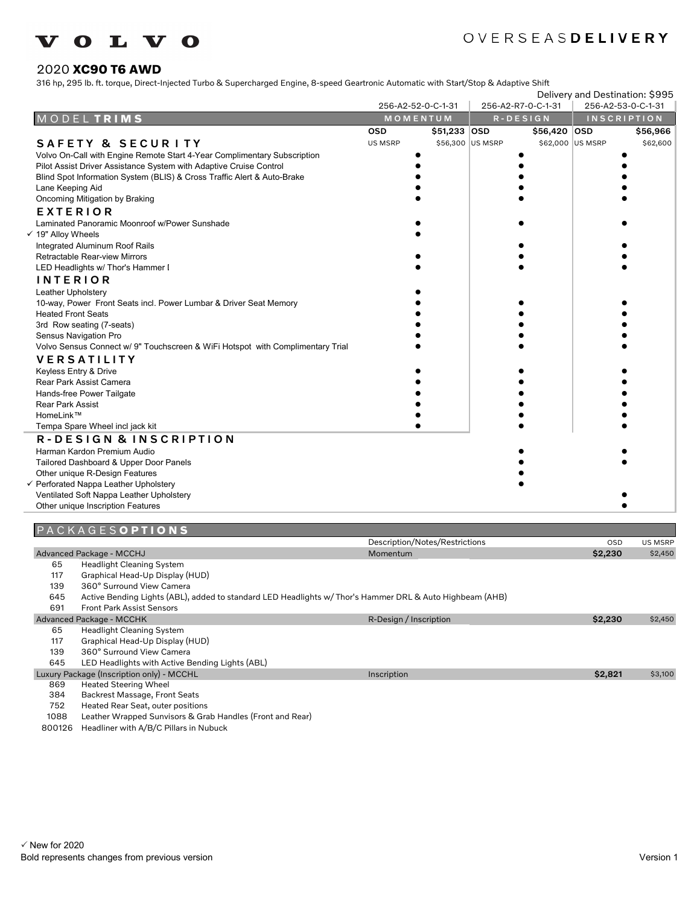VOLVO

OVERSEAS **DELIVERY**

## 2020 **XC90 T6 AWD**

316 hp, 295 lb. ft. torque, Direct-Injected Turbo & Supercharged Engine, 8-speed Geartronic Automatic with Start/Stop & Adaptive Shift

Delivery and Destination: $995

| | 256-A2-52-0-C-1-31 | 256-A2-R7-0-C-1-31 | 256-A2-53-0-C-1-31 |
|---|---|---|---|
| MODEL **TRIMS** | MOMENTUM | R-DESIGN | INSCRIPTION |
| | OSD $51,233 | OSD $56,420 | OSD $56,966 |
| **SAFETY & SECURITY** | US MSRP $56,300 | US MSRP $62,000 | US MSRP $62,600 |
| Volvo On-Call with Engine Remote Start 4-Year Complimentary Subscription | ● | ● | ● |
| Pilot Assist Driver Assistance System with Adaptive Cruise Control | ● | ● | ● |
| Blind Spot Information System (BLIS) & Cross Traffic Alert & Auto-Brake | ● | ● | ● |
| Lane Keeping Aid | ● | ● | ● |
| Oncoming Mitigation by Braking | ● | ● | ● |
| **EXTERIOR** | | | |
| Laminated Panoramic Moonroof w/Power Sunshade | ● | ● | ● |
| ✓ 19" Alloy Wheels | ● | | |
| Integrated Aluminum Roof Rails | | ● | ● |
| Retractable Rear-view Mirrors | ● | ● | ● |
| LED Headlights w/ Thor's Hammer I | ● | ● | ● |
| **INTERIOR** | | | |
| Leather Upholstery | ● | | |
| 10-way, Power Front Seats incl. Power Lumbar & Driver Seat Memory | ● | ● | ● |
| Heated Front Seats | ● | ● | ● |
| 3rd Row seating (7-seats) | ● | ● | ● |
| Sensus Navigation Pro | ● | ● | ● |
| Volvo Sensus Connect w/ 9" Touchscreen & WiFi Hotspot with Complimentary Trial | ● | ● | ● |
| **VERSATILITY** | | | |
| Keyless Entry & Drive | ● | ● | ● |
| Rear Park Assist Camera | ● | ● | ● |
| Hands-free Power Tailgate | ● | ● | ● |
| Rear Park Assist | ● | ● | ● |
| HomeLink™ | ● | ● | ● |
| Tempa Spare Wheel incl jack kit | ● | ● | ● |
| **R-DESIGN & INSCRIPTION** | | | |
| Harman Kardon Premium Audio | | ● | ● |
| Tailored Dashboard & Upper Door Panels | | ● | ● |
| Other unique R-Design Features | | ● | |
| ✓ Perforated Nappa Leather Upholstery | | ● | |
| Ventilated Soft Nappa Leather Upholstery | | | ● |
| Other unique Inscription Features | | | ● |

| PACKAGES **OPTIONS** | | Description/Notes/Restrictions | OSD | US MSRP |
|---|---|---|---|---|
| Advanced Package - MCCHJ | | Momentum | **$2,230** | $2,450 |
| 65 | Headlight Cleaning System | | | |
| 117 | Graphical Head-Up Display (HUD) | | | |
| 139 | 360° Surround View Camera | | | |
| 645 | Active Bending Lights (ABL), added to standard LED Headlights w/ Thor's Hammer DRL & Auto Highbeam (AHB) | | | |
| 691 | Front Park Assist Sensors | | | |
| Advanced Package - MCCHK | | R-Design / Inscription | **$2,230** | $2,450 |
| 65 | Headlight Cleaning System | | | |
| 117 | Graphical Head-Up Display (HUD) | | | |
| 139 | 360° Surround View Camera | | | |
| 645 | LED Headlights with Active Bending Lights (ABL) | | | |
| Luxury Package (Inscription only) - MCCHL | | Inscription | **$2,821** | $3,100 |
| 869 | Heated Steering Wheel | | | |
| 384 | Backrest Massage, Front Seats | | | |
| 752 | Heated Rear Seat, outer positions | | | |
| 1088 | Leather Wrapped Sunvisors & Grab Handles (Front and Rear) | | | |
| 800126 | Headliner with A/B/C Pillars in Nubuck | | | |

✓ New for 2020

Bold represents changes from previous version

Version 1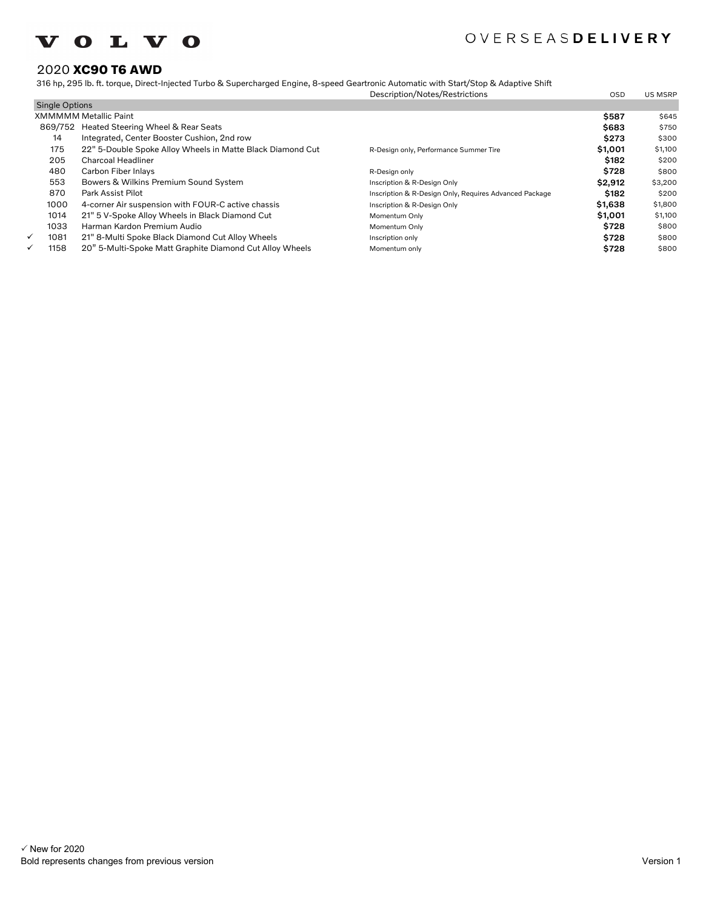**VOLVO** OVERSEAS**DELIVERY**

## 2020 **XC90 T6 AWD**

316 hp, 295 lb. ft. torque, Direct-Injected Turbo & Supercharged Engine, 8-speed Geartronic Automatic with Start/Stop & Adaptive Shift

| | Code | Single Options | Description/Notes/Restrictions | OSD | US MSRP |
|---|---|---|---|---|---|
| | XMMMMM | Metallic Paint | | **$587** | $645 |
| | 869/752 | Heated Steering Wheel & Rear Seats | | **$683** | $750 |
| | 14 | Integrated, Center Booster Cushion, 2nd row | | **$273** | $300 |
| | 175 | 22" 5-Double Spoke Alloy Wheels in Matte Black Diamond Cut | R-Design only, Performance Summer Tire | **$1,001** | $1,100 |
| | 205 | Charcoal Headliner | | **$182** | $200 |
| | 480 | Carbon Fiber Inlays | R-Design only | **$728** | $800 |
| | 553 | Bowers & Wilkins Premium Sound System | Inscription & R-Design Only | **$2,912** | $3,200 |
| | 870 | Park Assist Pilot | Inscription & R-Design Only, Requires Advanced Package | **$182** | $200 |
| | 1000 | 4-corner Air suspension with FOUR-C active chassis | Inscription & R-Design Only | **$1,638** | $1,800 |
| | 1014 | 21" 5 V-Spoke Alloy Wheels in Black Diamond Cut | Momentum Only | **$1,001** | $1,100 |
| | 1033 | Harman Kardon Premium Audio | Momentum Only | **$728** | $800 |
| ✓ | 1081 | 21" 8-Multi Spoke Black Diamond Cut Alloy Wheels | Inscription only | **$728** | $800 |
| ✓ | 1158 | 20" 5-Multi-Spoke Matt Graphite Diamond Cut Alloy Wheels | Momentum only | **$728** | $800 |

✓ New for 2020

Bold represents changes from previous version

Version 1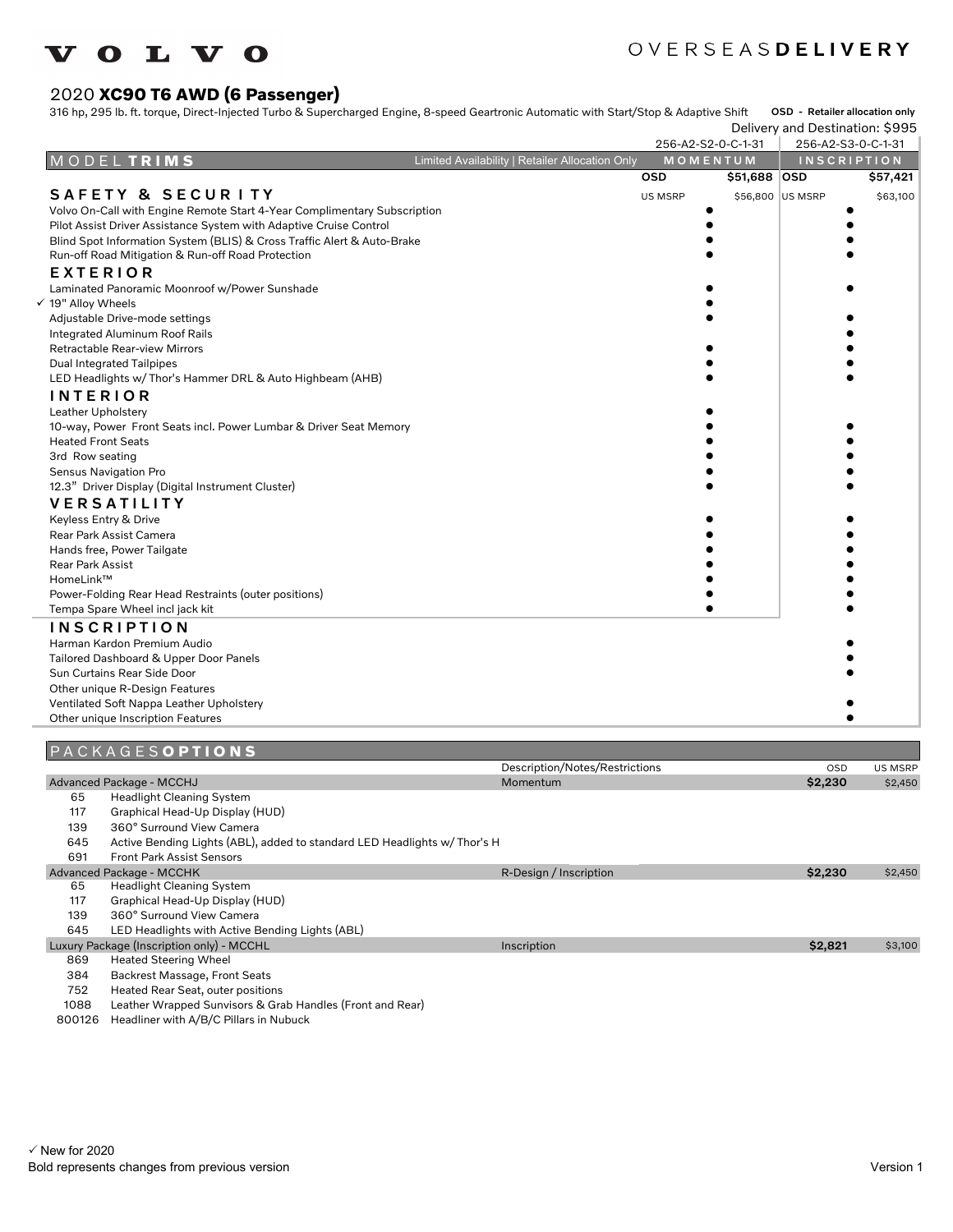VOLVO

OVERSEAS**DELIVERY**

## 2020 **XC90 T6 AWD (6 Passenger)**

316 hp, 295 lb. ft. torque, Direct-Injected Turbo & Supercharged Engine, 8-speed Geartronic Automatic with Start/Stop & Adaptive Shift

**OSD - Retailer allocation only**

Delivery and Destination: $995

| MODEL **TRIMS** — Limited Availability \| Retailer Allocation Only | MOMENTUM 256-A2-S2-0-C-1-31 | INSCRIPTION 256-A2-S3-0-C-1-31 |
|---|---|---|
| | OSD $51,688 | OSD $57,421 |
| **SAFETY & SECURITY** | US MSRP $56,800 | US MSRP $63,100 |
| Volvo On-Call with Engine Remote Start 4-Year Complimentary Subscription | ● | ● |
| Pilot Assist Driver Assistance System with Adaptive Cruise Control | ● | ● |
| Blind Spot Information System (BLIS) & Cross Traffic Alert & Auto-Brake | ● | ● |
| Run-off Road Mitigation & Run-off Road Protection | ● | ● |
| **EXTERIOR** | | |
| Laminated Panoramic Moonroof w/Power Sunshade | ● | ● |
| ✓ 19" Alloy Wheels | ● | |
| Adjustable Drive-mode settings | ● | ● |
| Integrated Aluminum Roof Rails | | ● |
| Retractable Rear-view Mirrors | ● | ● |
| Dual Integrated Tailpipes | ● | ● |
| LED Headlights w/ Thor's Hammer DRL & Auto Highbeam (AHB) | ● | ● |
| **INTERIOR** | | |
| Leather Upholstery | ● | |
| 10-way, Power Front Seats incl. Power Lumbar & Driver Seat Memory | ● | ● |
| Heated Front Seats | ● | ● |
| 3rd Row seating | ● | ● |
| Sensus Navigation Pro | ● | ● |
| 12.3" Driver Display (Digital Instrument Cluster) | ● | ● |
| **VERSATILITY** | | |
| Keyless Entry & Drive | ● | ● |
| Rear Park Assist Camera | ● | ● |
| Hands free, Power Tailgate | ● | ● |
| Rear Park Assist | ● | ● |
| HomeLink™ | ● | ● |
| Power-Folding Rear Head Restraints (outer positions) | ● | ● |
| Tempa Spare Wheel incl jack kit | ● | ● |
| **INSCRIPTION** | | |
| Harman Kardon Premium Audio | | ● |
| Tailored Dashboard & Upper Door Panels | | ● |
| Sun Curtains Rear Side Door | | ● |
| Other unique R-Design Features | | |
| Ventilated Soft Nappa Leather Upholstery | | ● |
| Other unique Inscription Features | | ● |

## PACKAGES**OPTIONS**

| Code | Package / Option | Description/Notes/Restrictions | OSD | US MSRP |
|---|---|---|---|---|
| | Advanced Package - MCCHJ | Momentum | **$2,230** | $2,450 |
| 65 | Headlight Cleaning System | | | |
| 117 | Graphical Head-Up Display (HUD) | | | |
| 139 | 360° Surround View Camera | | | |
| 645 | Active Bending Lights (ABL), added to standard LED Headlights w/ Thor's H | | | |
| 691 | Front Park Assist Sensors | | | |
| | Advanced Package - MCCHK | R-Design / Inscription | **$2,230** | $2,450 |
| 65 | Headlight Cleaning System | | | |
| 117 | Graphical Head-Up Display (HUD) | | | |
| 139 | 360° Surround View Camera | | | |
| 645 | LED Headlights with Active Bending Lights (ABL) | | | |
| | Luxury Package (Inscription only) - MCCHL | Inscription | **$2,821** | $3,100 |
| 869 | Heated Steering Wheel | | | |
| 384 | Backrest Massage, Front Seats | | | |
| 752 | Heated Rear Seat, outer positions | | | |
| 1088 | Leather Wrapped Sunvisors & Grab Handles (Front and Rear) | | | |
| 800126 | Headliner with A/B/C Pillars in Nubuck | | | |

✓ New for 2020

Bold represents changes from previous version

Version 1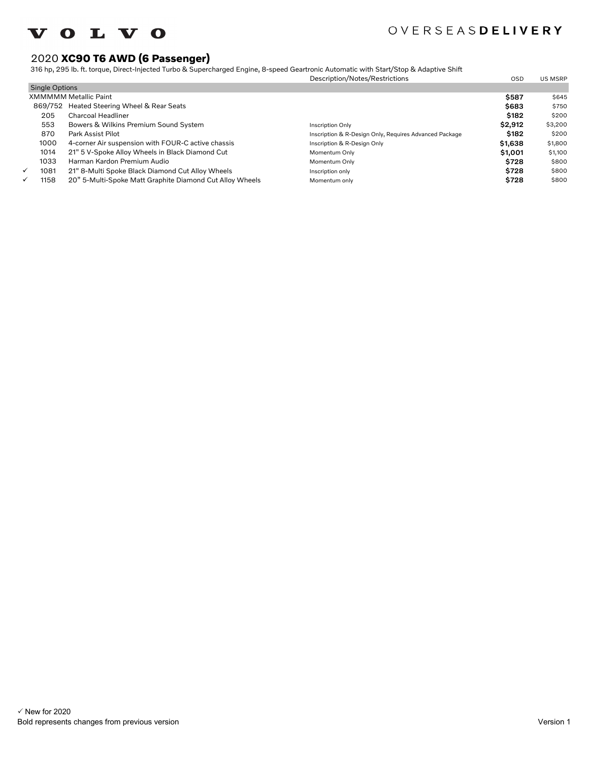VOLVO

OVERSEAS**DELIVERY**

## 2020 **XC90 T6 AWD (6 Passenger)**

316 hp, 295 lb. ft. torque, Direct-Injected Turbo & Supercharged Engine, 8-speed Geartronic Automatic with Start/Stop & Adaptive Shift

| | Code | Option | Description/Notes/Restrictions | OSD | US MSRP |
|---|---|---|---|---|---|
| | **Single Options** | | | | |
| | XMMMMM | Metallic Paint | | **$587** | $645 |
| | 869/752 | Heated Steering Wheel & Rear Seats | | **$683** | $750 |
| | 205 | Charcoal Headliner | | **$182** | $200 |
| | 553 | Bowers & Wilkins Premium Sound System | Inscription Only | **$2,912** | $3,200 |
| | 870 | Park Assist Pilot | Inscription & R-Design Only, Requires Advanced Package | **$182** | $200 |
| | 1000 | 4-corner Air suspension with FOUR-C active chassis | Inscription & R-Design Only | **$1,638** | $1,800 |
| | 1014 | 21" 5 V-Spoke Alloy Wheels in Black Diamond Cut | Momentum Only | **$1,001** | $1,100 |
| | 1033 | Harman Kardon Premium Audio | Momentum Only | **$728** | $800 |
| ✓ | 1081 | 21" 8-Multi Spoke Black Diamond Cut Alloy Wheels | Inscription only | **$728** | $800 |
| ✓ | 1158 | 20" 5-Multi-Spoke Matt Graphite Diamond Cut Alloy Wheels | Momentum only | **$728** | $800 |

✓ New for 2020

Bold represents changes from previous version

Version 1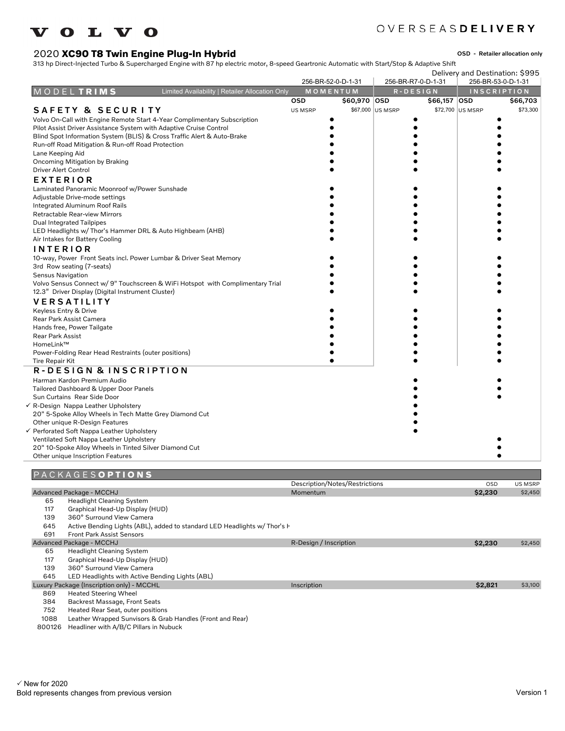VOLVO

OVERSEAS**DELIVERY**

# 2020 **XC90 T8 Twin Engine Plug-In Hybrid**

**OSD - Retailer allocation only**

313 hp Direct-Injected Turbo & Supercharged Engine with 87 hp electric motor, 8-speed Geartronic Automatic with Start/Stop & Adaptive Shift

Delivery and Destination: $995

| MODEL **TRIMS** — Limited Availability \| Retailer Allocation Only | MOMENTUM 256-BR-52-0-D-1-31 | R-DESIGN 256-BR-R7-0-D-1-31 | INSCRIPTION 256-BR-53-0-D-1-31 |
|---|---|---|---|
| OSD | **$60,970** | **$66,157** | **$66,703** |
| US MSRP | $67,000 | $72,700 | $73,300 |
| **SAFETY & SECURITY** | | | |
| Volvo On-Call with Engine Remote Start 4-Year Complimentary Subscription | ● | ● | ● |
| Pilot Assist Driver Assistance System with Adaptive Cruise Control | ● | ● | ● |
| Blind Spot Information System (BLIS) & Cross Traffic Alert & Auto-Brake | ● | ● | ● |
| Run-off Road Mitigation & Run-off Road Protection | ● | ● | ● |
| Lane Keeping Aid | ● | ● | ● |
| Oncoming Mitigation by Braking | ● | ● | ● |
| Driver Alert Control | ● | ● | ● |
| **EXTERIOR** | | | |
| Laminated Panoramic Moonroof w/Power Sunshade | ● | ● | ● |
| Adjustable Drive-mode settings | ● | ● | ● |
| Integrated Aluminum Roof Rails | ● | ● | ● |
| Retractable Rear-view Mirrors | ● | ● | ● |
| Dual Integrated Tailpipes | ● | ● | ● |
| LED Headlights w/ Thor's Hammer DRL & Auto Highbeam (AHB) | ● | ● | ● |
| Air Intakes for Battery Cooling | ● | ● | ● |
| **INTERIOR** | | | |
| 10-way, Power Front Seats incl. Power Lumbar & Driver Seat Memory | ● | ● | ● |
| 3rd Row seating (7-seats) | ● | ● | ● |
| Sensus Navigation | ● | ● | ● |
| Volvo Sensus Connect w/ 9" Touchscreen & WiFi Hotspot with Complimentary Trial | ● | ● | ● |
| 12.3" Driver Display (Digital Instrument Cluster) | ● | ● | ● |
| **VERSATILITY** | | | |
| Keyless Entry & Drive | ● | ● | ● |
| Rear Park Assist Camera | ● | ● | ● |
| Hands free, Power Tailgate | ● | ● | ● |
| Rear Park Assist | ● | ● | ● |
| HomeLink™ | ● | ● | ● |
| Power-Folding Rear Head Restraints (outer positions) | ● | ● | ● |
| Tire Repair Kit | ● | ● | ● |
| **R-DESIGN & INSCRIPTION** | | | |
| Harman Kardon Premium Audio | | ● | ● |
| Tailored Dashboard & Upper Door Panels | | ● | ● |
| Sun Curtains Rear Side Door | | ● | ● |
| ✓ R-Design Nappa Leather Upholstery | | ● | |
| 20" 5-Spoke Alloy Wheels in Tech Matte Grey Diamond Cut | | ● | |
| Other unique R-Design Features | | ● | |
| ✓ Perforated Soft Nappa Leather Upholstery | | ● | |
| Ventilated Soft Nappa Leather Upholstery | | | ● |
| 20" 10-Spoke Alloy Wheels in Tinted Silver Diamond Cut | | | ● |
| Other unique Inscription Features | | | ● |

## PACKAGES**OPTIONS**

| Code | Package / Option | Description/Notes/Restrictions | OSD | US MSRP |
|---|---|---|---|---|
| | Advanced Package - MCCHJ | Momentum | **$2,230** | $2,450 |
| 65 | Headlight Cleaning System | | | |
| 117 | Graphical Head-Up Display (HUD) | | | |
| 139 | 360° Surround View Camera | | | |
| 645 | Active Bending Lights (ABL), added to standard LED Headlights w/ Thor's H | | | |
| 691 | Front Park Assist Sensors | | | |
| | Advanced Package - MCCHJ | R-Design / Inscription | **$2,230** | $2,450 |
| 65 | Headlight Cleaning System | | | |
| 117 | Graphical Head-Up Display (HUD) | | | |
| 139 | 360° Surround View Camera | | | |
| 645 | LED Headlights with Active Bending Lights (ABL) | | | |
| | Luxury Package (Inscription only) - MCCHL | Inscription | **$2,821** | $3,100 |
| 869 | Heated Steering Wheel | | | |
| 384 | Backrest Massage, Front Seats | | | |
| 752 | Heated Rear Seat, outer positions | | | |
| 1088 | Leather Wrapped Sunvisors & Grab Handles (Front and Rear) | | | |
| 800126 | Headliner with A/B/C Pillars in Nubuck | | | |

✓ New for 2020

Bold represents changes from previous version

Version 1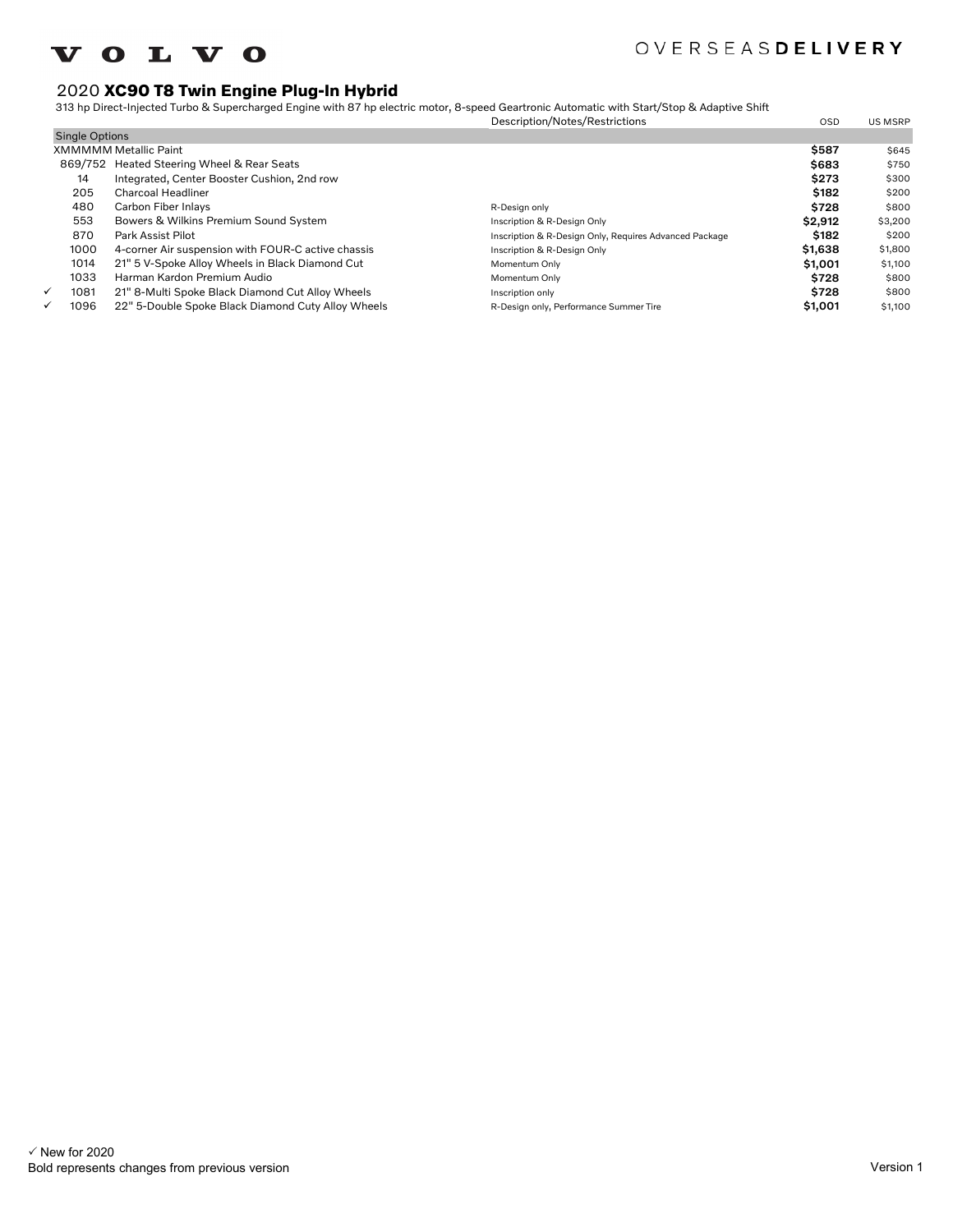VOLVO

OVERSEAS**DELIVERY**

## 2020 **XC90 T8 Twin Engine Plug-In Hybrid**

313 hp Direct-Injected Turbo & Supercharged Engine with 87 hp electric motor, 8-speed Geartronic Automatic with Start/Stop & Adaptive Shift

| | Code | Option | Description/Notes/Restrictions | OSD | US MSRP |
|---|---|---|---|---|---|
| | **Single Options** | | | | |
| | XMMMMM | Metallic Paint | | **$587** | $645 |
| | 869/752 | Heated Steering Wheel & Rear Seats | | **$683** | $750 |
| | 14 | Integrated, Center Booster Cushion, 2nd row | | **$273** | $300 |
| | 205 | Charcoal Headliner | | **$182** | $200 |
| | 480 | Carbon Fiber Inlays | R-Design only | **$728** | $800 |
| | 553 | Bowers & Wilkins Premium Sound System | Inscription & R-Design Only | **$2,912** | $3,200 |
| | 870 | Park Assist Pilot | Inscription & R-Design Only, Requires Advanced Package | **$182** | $200 |
| | 1000 | 4-corner Air suspension with FOUR-C active chassis | Inscription & R-Design Only | **$1,638** | $1,800 |
| | 1014 | 21" 5 V-Spoke Alloy Wheels in Black Diamond Cut | Momentum Only | **$1,001** | $1,100 |
| | 1033 | Harman Kardon Premium Audio | Momentum Only | **$728** | $800 |
| ✓ | 1081 | 21" 8-Multi Spoke Black Diamond Cut Alloy Wheels | Inscription only | **$728** | $800 |
| ✓ | 1096 | 22" 5-Double Spoke Black Diamond Cuty Alloy Wheels | R-Design only, Performance Summer Tire | **$1,001** | $1,100 |

✓ New for 2020

Bold represents changes from previous version

Version 1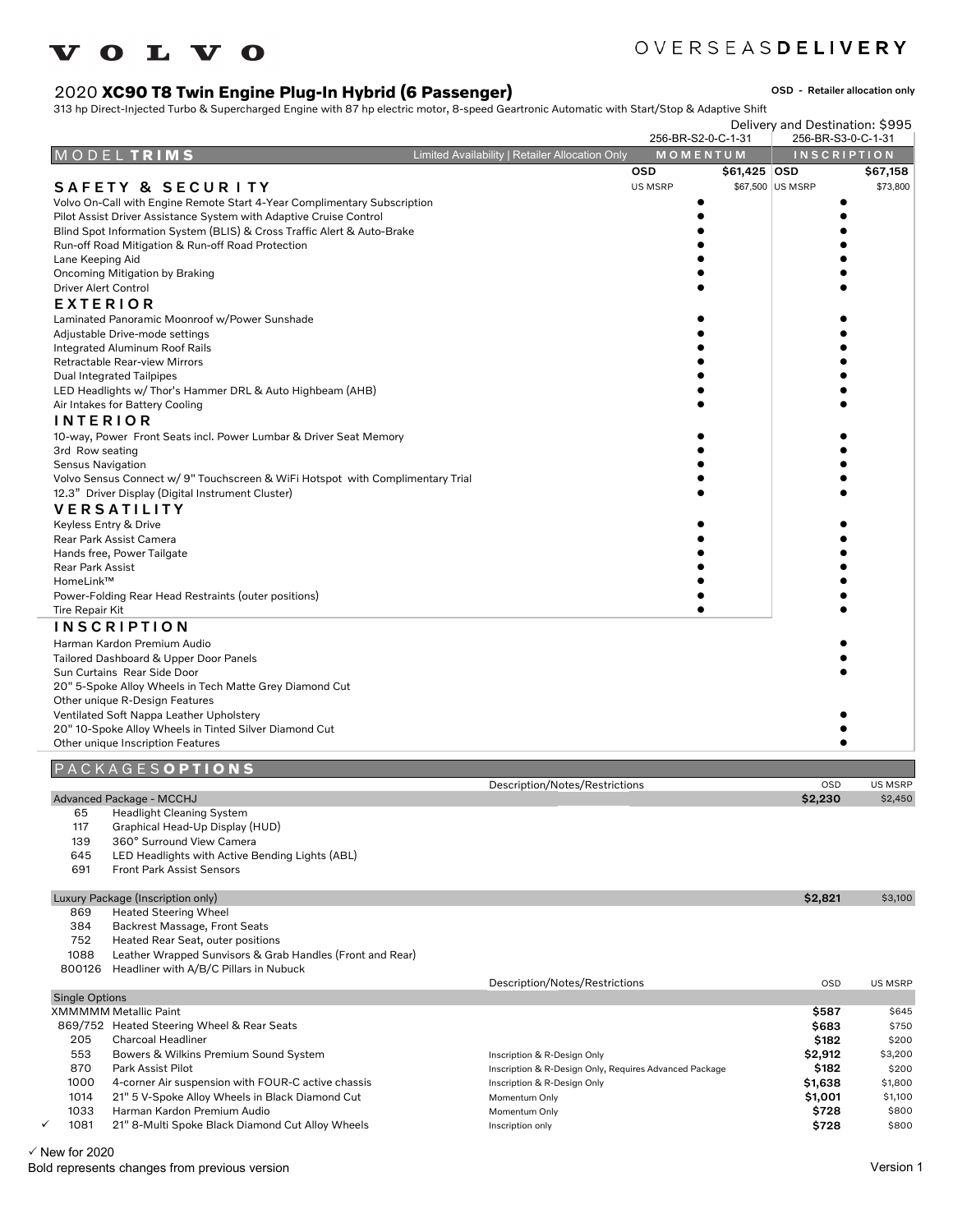VOLVO

OVERSEAS**DELIVERY**

## 2020 **XC90 T8 Twin Engine Plug-In Hybrid (6 Passenger)**

**OSD - Retailer allocation only**

313 hp Direct-Injected Turbo & Supercharged Engine with 87 hp electric motor, 8-speed Geartronic Automatic with Start/Stop & Adaptive Shift

Delivery and Destination: $995

| MODEL **TRIMS** — Limited Availability \| Retailer Allocation Only | MOMENTUM | | INSCRIPTION | |
|---|---|---|---|---|
| | 256-BR-S2-0-C-1-31 | | 256-BR-S3-0-C-1-31 | |
| | **OSD** | **$61,425** | **OSD** | **$67,158** |
| | US MSRP | $67,500 | US MSRP | $73,800 |
| **SAFETY & SECURITY** | | | | |
| Volvo On-Call with Engine Remote Start 4-Year Complimentary Subscription | ● | | ● | |
| Pilot Assist Driver Assistance System with Adaptive Cruise Control | ● | | ● | |
| Blind Spot Information System (BLIS) & Cross Traffic Alert & Auto-Brake | ● | | ● | |
| Run-off Road Mitigation & Run-off Road Protection | ● | | ● | |
| Lane Keeping Aid | ● | | ● | |
| Oncoming Mitigation by Braking | ● | | ● | |
| Driver Alert Control | ● | | ● | |
| **EXTERIOR** | | | | |
| Laminated Panoramic Moonroof w/Power Sunshade | ● | | ● | |
| Adjustable Drive-mode settings | ● | | ● | |
| Integrated Aluminum Roof Rails | ● | | ● | |
| Retractable Rear-view Mirrors | ● | | ● | |
| Dual Integrated Tailpipes | ● | | ● | |
| LED Headlights w/ Thor's Hammer DRL & Auto Highbeam (AHB) | ● | | ● | |
| Air Intakes for Battery Cooling | ● | | ● | |
| **INTERIOR** | | | | |
| 10-way, Power Front Seats incl. Power Lumbar & Driver Seat Memory | ● | | ● | |
| 3rd Row seating | ● | | ● | |
| Sensus Navigation | ● | | ● | |
| Volvo Sensus Connect w/ 9" Touchscreen & WiFi Hotspot with Complimentary Trial | ● | | ● | |
| 12.3" Driver Display (Digital Instrument Cluster) | ● | | ● | |
| **VERSATILITY** | | | | |
| Keyless Entry & Drive | ● | | ● | |
| Rear Park Assist Camera | ● | | ● | |
| Hands free, Power Tailgate | ● | | ● | |
| Rear Park Assist | ● | | ● | |
| HomeLink™ | ● | | ● | |
| Power-Folding Rear Head Restraints (outer positions) | ● | | ● | |
| Tire Repair Kit | ● | | ● | |
| **INSCRIPTION** | | | | |
| Harman Kardon Premium Audio | | | ● | |
| Tailored Dashboard & Upper Door Panels | | | ● | |
| Sun Curtains Rear Side Door | | | ● | |
| 20" 5-Spoke Alloy Wheels in Tech Matte Grey Diamond Cut | | | | |
| Other unique R-Design Features | | | | |
| Ventilated Soft Nappa Leather Upholstery | | | ● | |
| 20" 10-Spoke Alloy Wheels in Tinted Silver Diamond Cut | | | ● | |
| Other unique Inscription Features | | | ● | |

## PACKAGES**OPTIONS**

| Code | Package / Option | Description/Notes/Restrictions | OSD | US MSRP |
|---|---|---|---|---|
| | **Advanced Package - MCCHJ** | | **$2,230** | $2,450 |
| 65 | Headlight Cleaning System | | | |
| 117 | Graphical Head-Up Display (HUD) | | | |
| 139 | 360° Surround View Camera | | | |
| 645 | LED Headlights with Active Bending Lights (ABL) | | | |
| 691 | Front Park Assist Sensors | | | |
| | **Luxury Package (Inscription only)** | | **$2,821** | $3,100 |
| 869 | Heated Steering Wheel | | | |
| 384 | Backrest Massage, Front Seats | | | |
| 752 | Heated Rear Seat, outer positions | | | |
| 1088 | Leather Wrapped Sunvisors & Grab Handles (Front and Rear) | | | |
| 800126 | Headliner with A/B/C Pillars in Nubuck | | | |

| Code | Single Options | Description/Notes/Restrictions | OSD | US MSRP |
|---|---|---|---|---|
| XMMMMM | Metallic Paint | | **$587** | $645 |
| 869/752 | Heated Steering Wheel & Rear Seats | | **$683** | $750 |
| 205 | Charcoal Headliner | | **$182** | $200 |
| 553 | Bowers & Wilkins Premium Sound System | Inscription & R-Design Only | **$2,912** | $3,200 |
| 870 | Park Assist Pilot | Inscription & R-Design Only, Requires Advanced Package | **$182** | $200 |
| 1000 | 4-corner Air suspension with FOUR-C active chassis | Inscription & R-Design Only | **$1,638** | $1,800 |
| 1014 | 21" 5 V-Spoke Alloy Wheels in Black Diamond Cut | Momentum Only | **$1,001** | $1,100 |
| 1033 | Harman Kardon Premium Audio | Momentum Only | **$728** | $800 |
| ✓ 1081 | 21" 8-Multi Spoke Black Diamond Cut Alloy Wheels | Inscription only | **$728** | $800 |

✓ New for 2020

Bold represents changes from previous version

Version 1